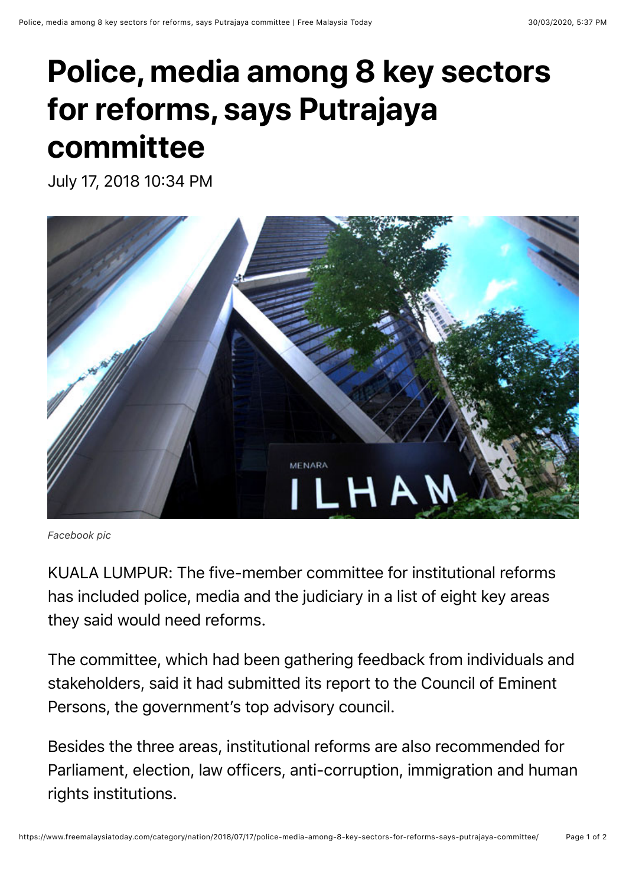# Police, media among 8 key sectors for reforms, says Putrajaya committee

July 17, 2018 10:34 PM

*Facebook pic*

KUALA LUMPUR: The five-member committee for institutional reforms has included police, media and the judiciary in a list of eight key areas they said would need reforms.

The committee, which had been gathering feedback from individuals and stakeholders, said it had submitted its report to the Council of Eminent Persons, the government's top advisory council.

Besides the three areas, institutional reforms are also recommended for Parliament, election, law officers, anti-corruption, immigration and human rights institutions.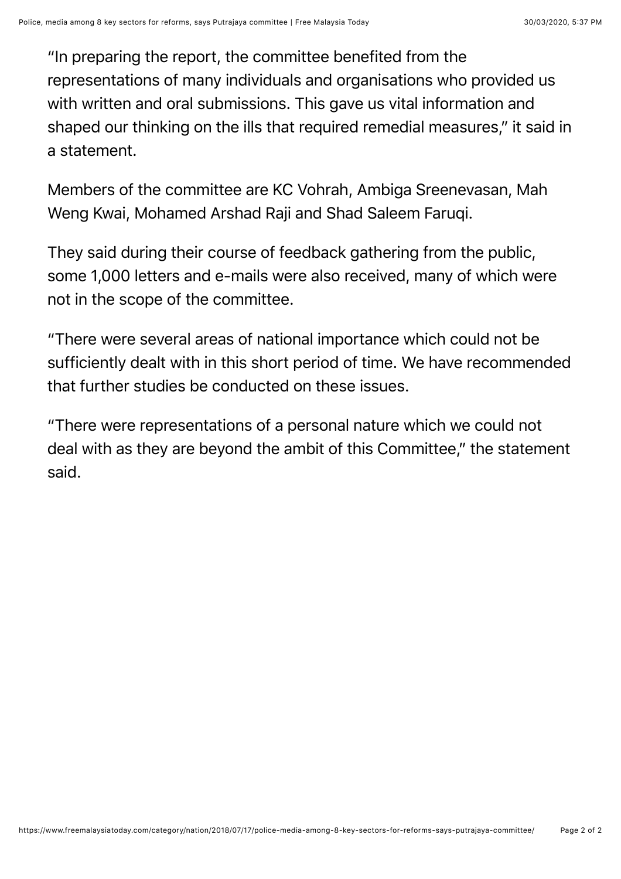"In preparing the report, the committee benefited from the representations of many individuals and organisations who provided us with written and oral submissions. This gave us vital information and shaped our thinking on the ills that required remedial measures," it said in a statement.

Members of the committee are KC Vohrah, Ambiga Sreenevasan, Mah Weng Kwai, Mohamed Arshad Raji and Shad Saleem Faruqi.

They said during their course of feedback gathering from the public, some 1,000 letters and e-mails were also received, many of which were not in the scope of the committee.

"There were several areas of national importance which could not be sufficiently dealt with in this short period of time. We have recommended that further studies be conducted on these issues.

"There were representations of a personal nature which we could not deal with as they are beyond the ambit of this Committee," the statement said.